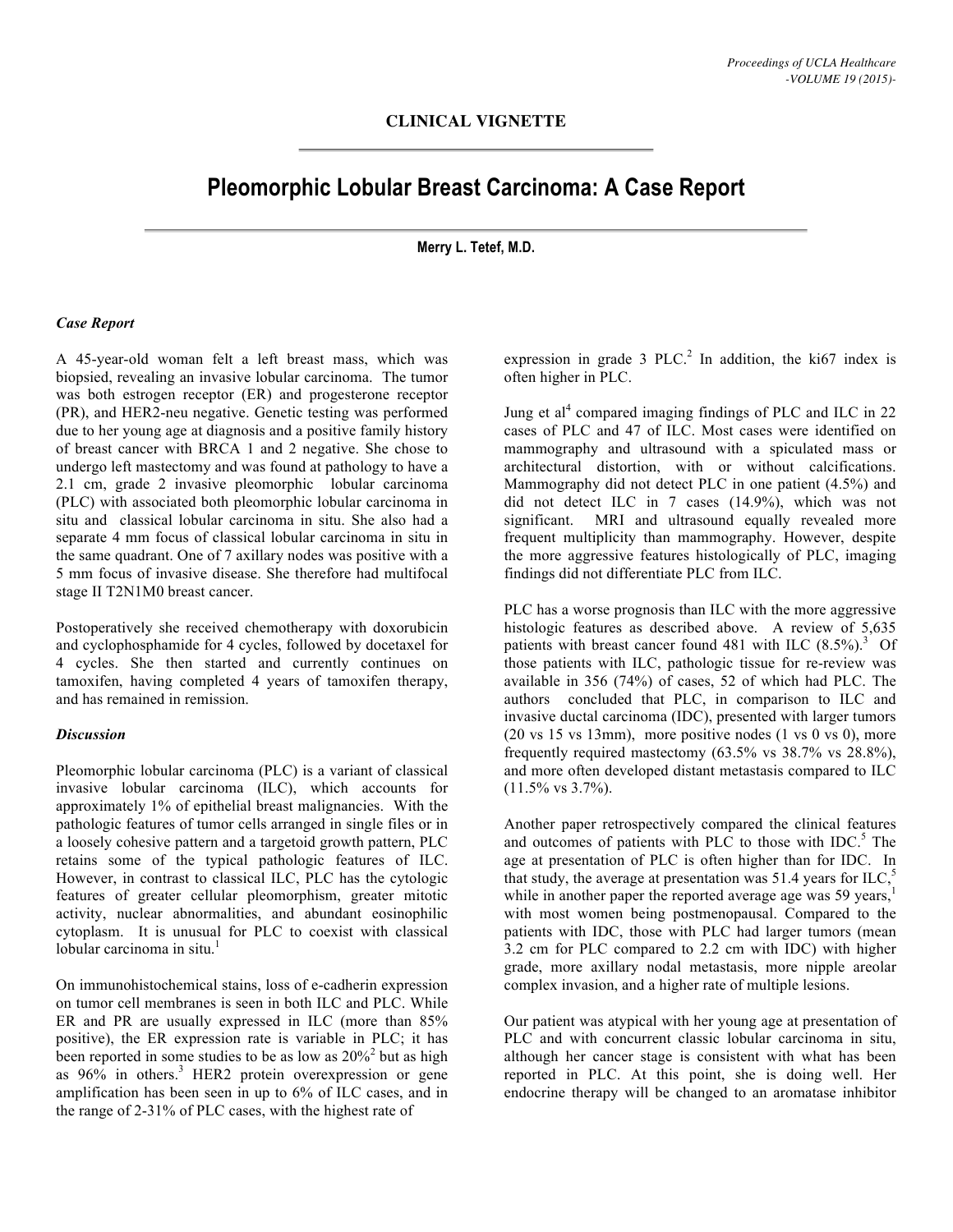## CLINICAL VIGNETTE

# Pleomorphic Lobular Breast Carcinoma: A Case Report

**Merry L. Tetef, M.D.**

### *Case Report*

A 45-year-old woman felt a left breast mass, which was biopsied, revealing an invasive lobular carcinoma. The tumor was both estrogen receptor (ER) and progesterone receptor (PR), and HER2-neu negative. Genetic testing was performed due to her young age at diagnosis and a positive family history of breast cancer with BRCA 1 and 2 negative. She chose to undergo left mastectomy and was found at pathology to have a 2.1 cm, grade 2 invasive pleomorphic lobular carcinoma (PLC) with associated both pleomorphic lobular carcinoma in situ and classical lobular carcinoma in situ. She also had a separate 4 mm focus of classical lobular carcinoma in situ in the same quadrant. One of 7 axillary nodes was positive with a 5 mm focus of invasive disease. She therefore had multifocal stage II T2N1M0 breast cancer.

Postoperatively she received chemotherapy with doxorubicin and cyclophosphamide for 4 cycles, followed by docetaxel for 4 cycles. She then started and currently continues on tamoxifen, having completed 4 years of tamoxifen therapy, and has remained in remission.

### *Discussion*

Pleomorphic lobular carcinoma (PLC) is a variant of classical invasive lobular carcinoma (ILC), which accounts for approximately 1% of epithelial breast malignancies. With the pathologic features of tumor cells arranged in single files or in a loosely cohesive pattern and a targetoid growth pattern, PLC retains some of the typical pathologic features of ILC. However, in contrast to classical ILC, PLC has the cytologic features of greater cellular pleomorphism, greater mitotic activity, nuclear abnormalities, and abundant eosinophilic cytoplasm. It is unusual for PLC to coexist with classical lobular carcinoma in situ.[1]

On immunohistochemical stains, loss of e-cadherin expression on tumor cell membranes is seen in both ILC and PLC. While ER and PR are usually expressed in ILC (more than 85% positive), the ER expression rate is variable in PLC; it has been reported in some studies to be as low as 20%[2] but as high as 96% in others.[3] HER2 protein overexpression or gene amplification has been seen in up to 6% of ILC cases, and in the range of 2-31% of PLC cases, with the highest rate of expression in grade 3 PLC.[2] In addition, the ki67 index is often higher in PLC.

Jung et al[4] compared imaging findings of PLC and ILC in 22 cases of PLC and 47 of ILC. Most cases were identified on mammography and ultrasound with a spiculated mass or architectural distortion, with or without calcifications. Mammography did not detect PLC in one patient (4.5%) and did not detect ILC in 7 cases (14.9%), which was not significant. MRI and ultrasound equally revealed more frequent multiplicity than mammography. However, despite the more aggressive features histologically of PLC, imaging findings did not differentiate PLC from ILC.

PLC has a worse prognosis than ILC with the more aggressive histologic features as described above. A review of 5,635 patients with breast cancer found 481 with ILC (8.5%).[3] Of those patients with ILC, pathologic tissue for re-review was available in 356 (74%) of cases, 52 of which had PLC. The authors concluded that PLC, in comparison to ILC and invasive ductal carcinoma (IDC), presented with larger tumors (20 vs 15 vs 13mm), more positive nodes (1 vs 0 vs 0), more frequently required mastectomy (63.5% vs 38.7% vs 28.8%), and more often developed distant metastasis compared to ILC (11.5% vs 3.7%).

Another paper retrospectively compared the clinical features and outcomes of patients with PLC to those with IDC.[5] The age at presentation of PLC is often higher than for IDC. In that study, the average at presentation was 51.4 years for ILC,[5] while in another paper the reported average age was 59 years,[1] with most women being postmenopausal. Compared to the patients with IDC, those with PLC had larger tumors (mean 3.2 cm for PLC compared to 2.2 cm with IDC) with higher grade, more axillary nodal metastasis, more nipple areolar complex invasion, and a higher rate of multiple lesions.

Our patient was atypical with her young age at presentation of PLC and with concurrent classic lobular carcinoma in situ, although her cancer stage is consistent with what has been reported in PLC. At this point, she is doing well. Her endocrine therapy will be changed to an aromatase inhibitor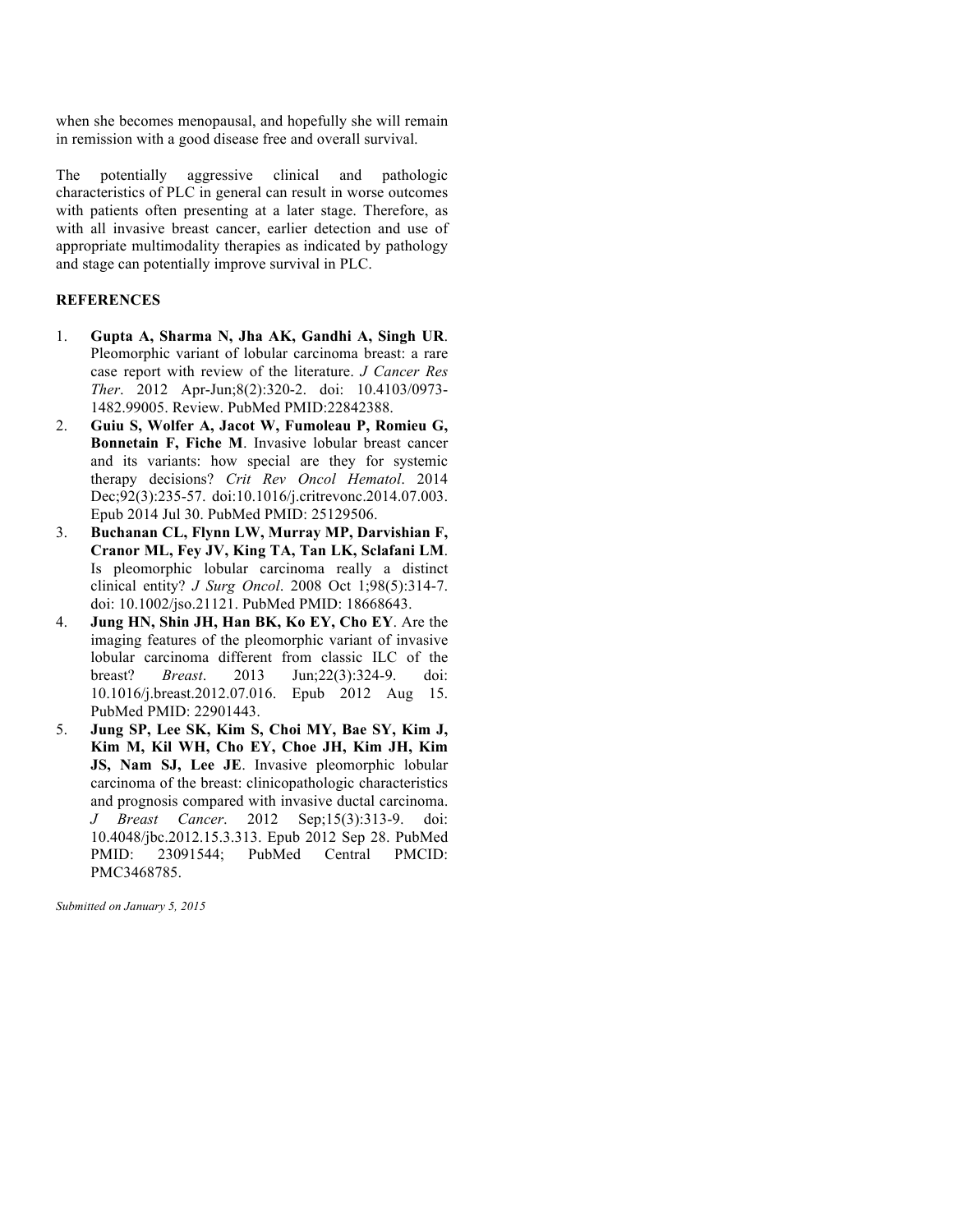when she becomes menopausal, and hopefully she will remain in remission with a good disease free and overall survival.

The potentially aggressive clinical and pathologic characteristics of PLC in general can result in worse outcomes with patients often presenting at a later stage. Therefore, as with all invasive breast cancer, earlier detection and use of appropriate multimodality therapies as indicated by pathology and stage can potentially improve survival in PLC.

## REFERENCES

1. **Gupta A, Sharma N, Jha AK, Gandhi A, Singh UR**. Pleomorphic variant of lobular carcinoma breast: a rare case report with review of the literature. *J Cancer Res Ther*. 2012 Apr-Jun;8(2):320-2. doi: 10.4103/0973-1482.99005. Review. PubMed PMID:22842388.
2. **Guiu S, Wolfer A, Jacot W, Fumoleau P, Romieu G, Bonnetain F, Fiche M**. Invasive lobular breast cancer and its variants: how special are they for systemic therapy decisions? *Crit Rev Oncol Hematol*. 2014 Dec;92(3):235-57. doi:10.1016/j.critrevonc.2014.07.003. Epub 2014 Jul 30. PubMed PMID: 25129506.
3. **Buchanan CL, Flynn LW, Murray MP, Darvishian F, Cranor ML, Fey JV, King TA, Tan LK, Sclafani LM**. Is pleomorphic lobular carcinoma really a distinct clinical entity? *J Surg Oncol*. 2008 Oct 1;98(5):314-7. doi: 10.1002/jso.21121. PubMed PMID: 18668643.
4. **Jung HN, Shin JH, Han BK, Ko EY, Cho EY**. Are the imaging features of the pleomorphic variant of invasive lobular carcinoma different from classic ILC of the breast? *Breast*. 2013 Jun;22(3):324-9. doi: 10.1016/j.breast.2012.07.016. Epub 2012 Aug 15. PubMed PMID: 22901443.
5. **Jung SP, Lee SK, Kim S, Choi MY, Bae SY, Kim J, Kim M, Kil WH, Cho EY, Choe JH, Kim JH, Kim JS, Nam SJ, Lee JE**. Invasive pleomorphic lobular carcinoma of the breast: clinicopathologic characteristics and prognosis compared with invasive ductal carcinoma. *J Breast Cancer*. 2012 Sep;15(3):313-9. doi: 10.4048/jbc.2012.15.3.313. Epub 2012 Sep 28. PubMed PMID: 23091544; PubMed Central PMCID: PMC3468785.

*Submitted on January 5, 2015*